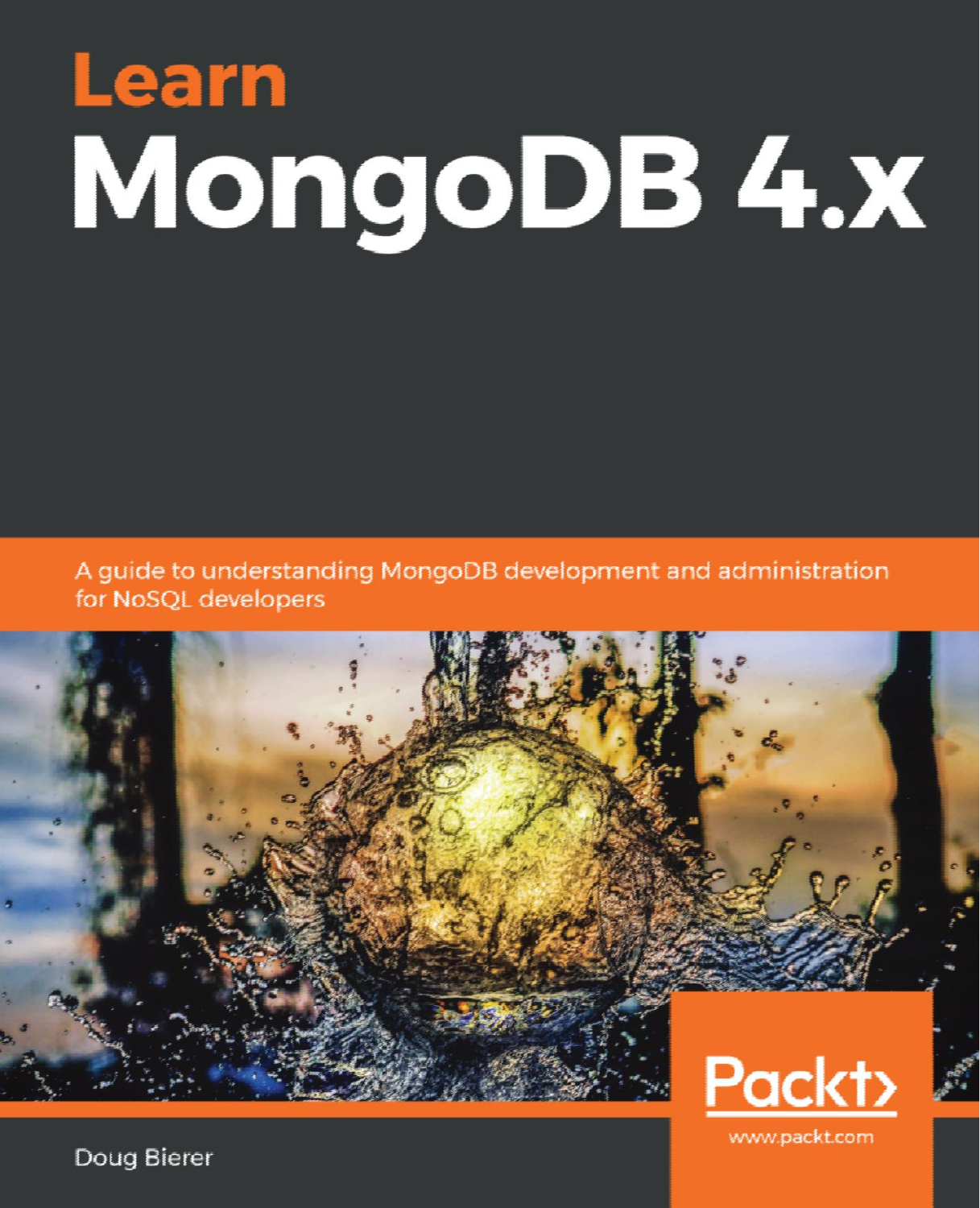# Learn MongoDB 4.x

A guide to understanding MongoDB development and administration for NoSQL developers

Packt

www.packt.com

Doug Bierer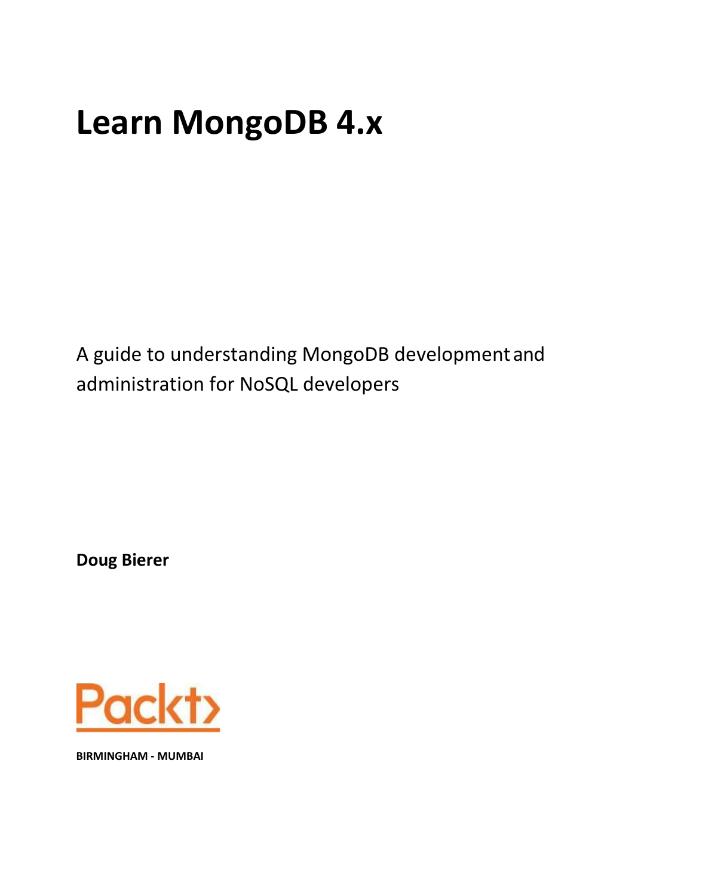# Learn MongoDB 4.x

A guide to understanding MongoDB development and administration for NoSQL developers

**Doug Bierer**

Packt>

**BIRMINGHAM - MUMBAI**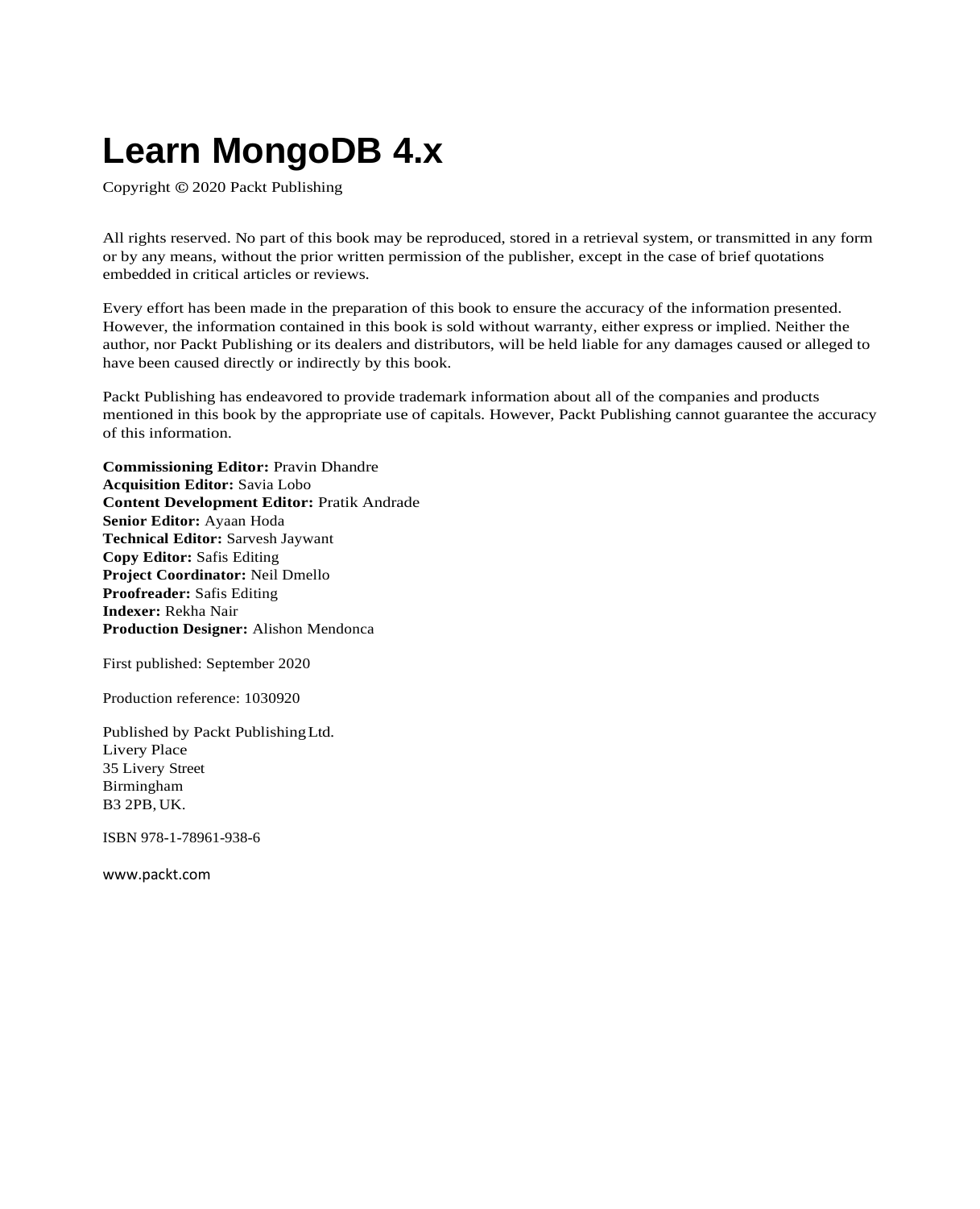# Learn MongoDB 4.x

Copyright © 2020 Packt Publishing

All rights reserved. No part of this book may be reproduced, stored in a retrieval system, or transmitted in any form or by any means, without the prior written permission of the publisher, except in the case of brief quotations embedded in critical articles or reviews.

Every effort has been made in the preparation of this book to ensure the accuracy of the information presented. However, the information contained in this book is sold without warranty, either express or implied. Neither the author, nor Packt Publishing or its dealers and distributors, will be held liable for any damages caused or alleged to have been caused directly or indirectly by this book.

Packt Publishing has endeavored to provide trademark information about all of the companies and products mentioned in this book by the appropriate use of capitals. However, Packt Publishing cannot guarantee the accuracy of this information.

**Commissioning Editor:** Pravin Dhandre
**Acquisition Editor:** Savia Lobo
**Content Development Editor:** Pratik Andrade
**Senior Editor:** Ayaan Hoda
**Technical Editor:** Sarvesh Jaywant
**Copy Editor:** Safis Editing
**Project Coordinator:** Neil Dmello
**Proofreader:** Safis Editing
**Indexer:** Rekha Nair
**Production Designer:** Alishon Mendonca

First published: September 2020

Production reference: 1030920

Published by Packt Publishing Ltd.
Livery Place
35 Livery Street
Birmingham
B3 2PB, UK.

ISBN 978-1-78961-938-6

www.packt.com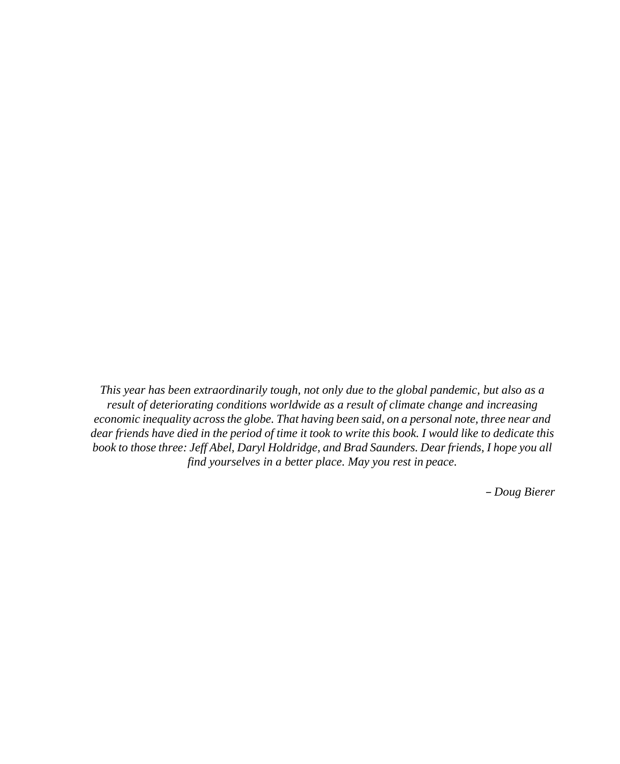*This year has been extraordinarily tough, not only due to the global pandemic, but also as a result of deteriorating conditions worldwide as a result of climate change and increasing economic inequality across the globe. That having been said, on a personal note, three near and dear friends have died in the period of time it took to write this book. I would like to dedicate this book to those three: Jeff Abel, Daryl Holdridge, and Brad Saunders. Dear friends, I hope you all find yourselves in a better place. May you rest in peace.*

*– Doug Bierer*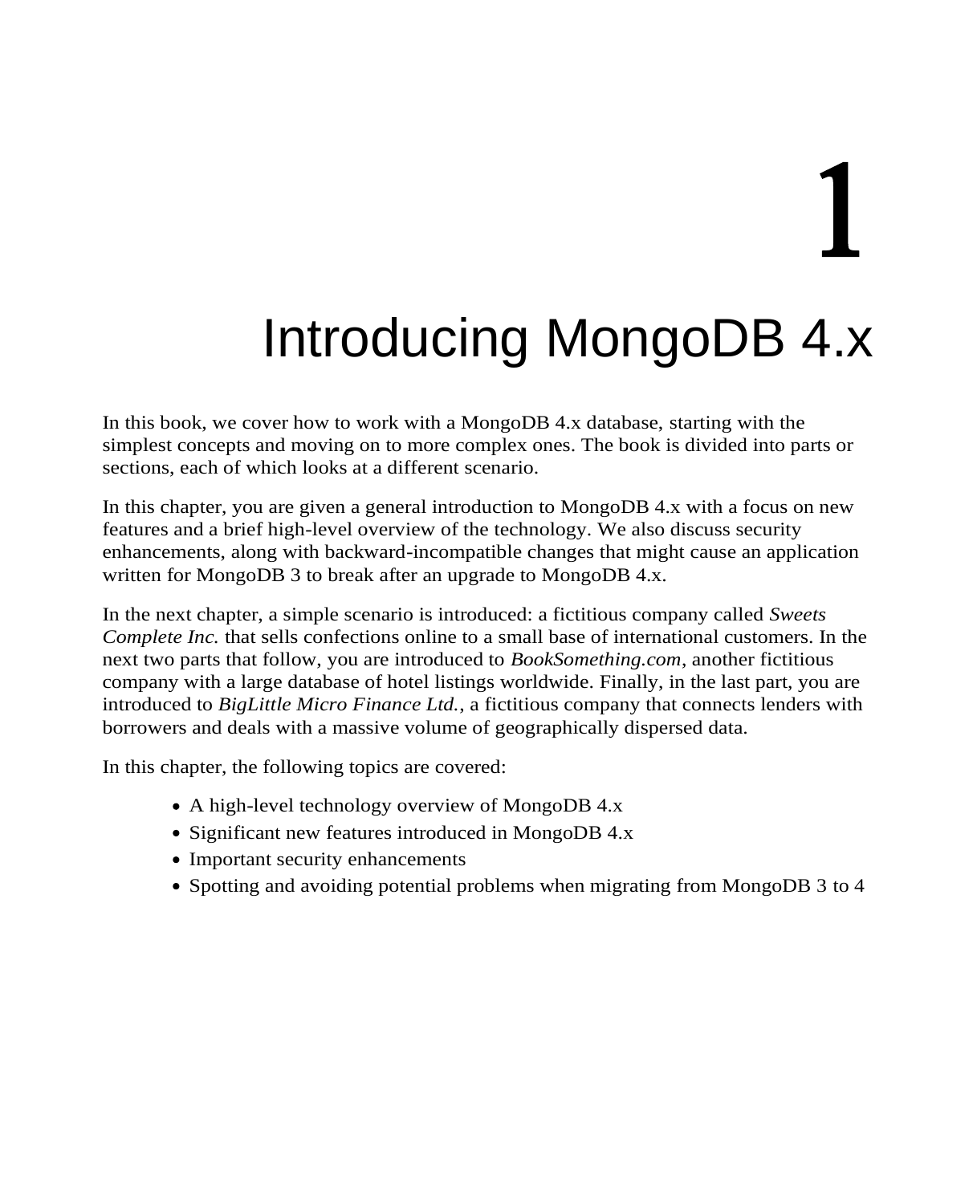# 1

# Introducing MongoDB 4.x

In this book, we cover how to work with a MongoDB 4.x database, starting with the simplest concepts and moving on to more complex ones. The book is divided into parts or sections, each of which looks at a different scenario.

In this chapter, you are given a general introduction to MongoDB 4.x with a focus on new features and a brief high-level overview of the technology. We also discuss security enhancements, along with backward-incompatible changes that might cause an application written for MongoDB 3 to break after an upgrade to MongoDB 4.x.

In the next chapter, a simple scenario is introduced: a fictitious company called *Sweets Complete Inc.* that sells confections online to a small base of international customers. In the next two parts that follow, you are introduced to *BookSomething.com*, another fictitious company with a large database of hotel listings worldwide. Finally, in the last part, you are introduced to *BigLittle Micro Finance Ltd.*, a fictitious company that connects lenders with borrowers and deals with a massive volume of geographically dispersed data.

In this chapter, the following topics are covered:

- A high-level technology overview of MongoDB 4.x
- Significant new features introduced in MongoDB 4.x
- Important security enhancements
- Spotting and avoiding potential problems when migrating from MongoDB 3 to 4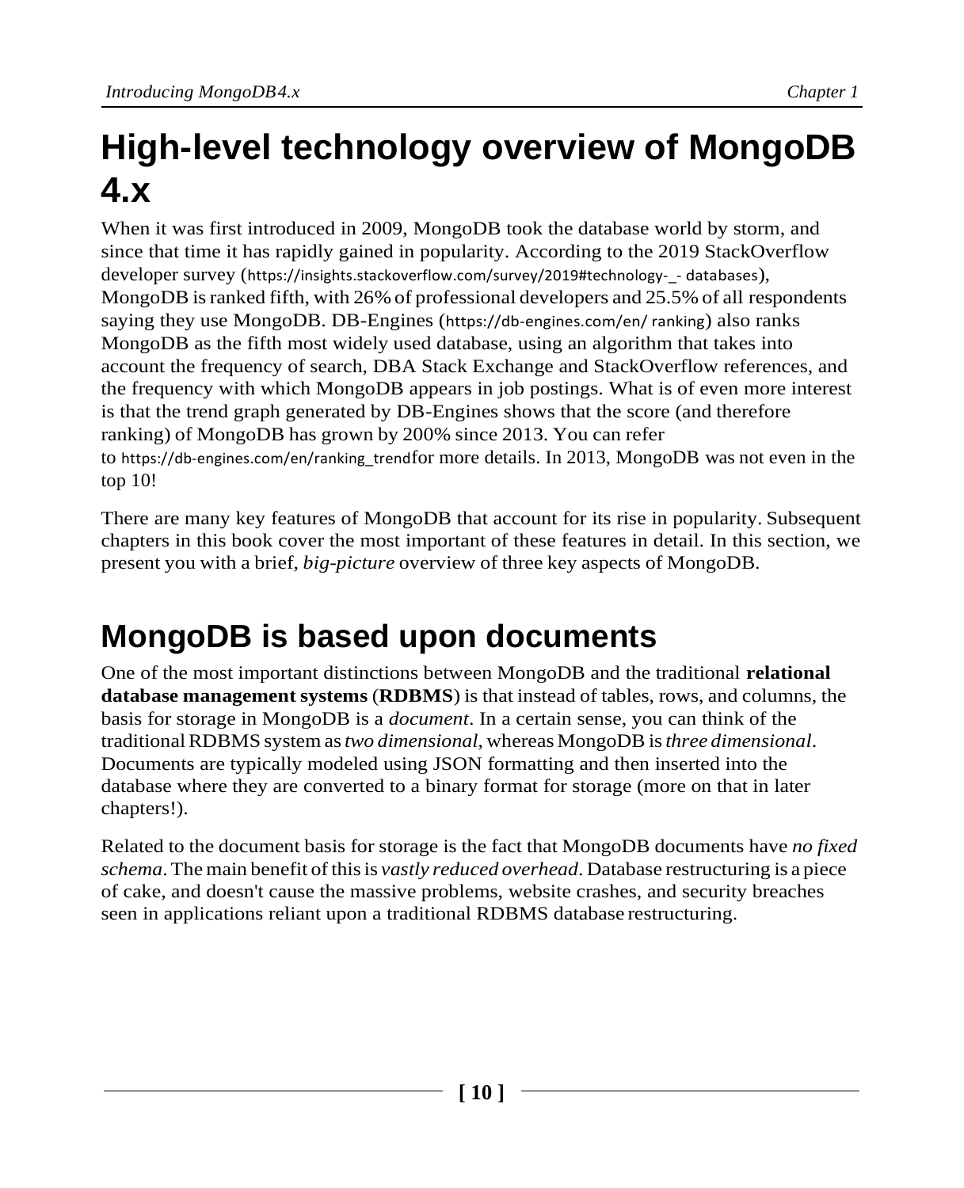# High-level technology overview of MongoDB 4.x

When it was first introduced in 2009, MongoDB took the database world by storm, and since that time it has rapidly gained in popularity. According to the 2019 StackOverflow developer survey (https://insights.stackoverflow.com/survey/2019#technology-_- databases), MongoDB is ranked fifth, with 26% of professional developers and 25.5% of all respondents saying they use MongoDB. DB-Engines (https://db-engines.com/en/ ranking) also ranks MongoDB as the fifth most widely used database, using an algorithm that takes into account the frequency of search, DBA Stack Exchange and StackOverflow references, and the frequency with which MongoDB appears in job postings. What is of even more interest is that the trend graph generated by DB-Engines shows that the score (and therefore ranking) of MongoDB has grown by 200% since 2013. You can refer to https://db-engines.com/en/ranking_trendfor more details. In 2013, MongoDB was not even in the top 10!

There are many key features of MongoDB that account for its rise in popularity. Subsequent chapters in this book cover the most important of these features in detail. In this section, we present you with a brief, *big-picture* overview of three key aspects of MongoDB.

## MongoDB is based upon documents

One of the most important distinctions between MongoDB and the traditional **relational database management systems** (**RDBMS**) is that instead of tables, rows, and columns, the basis for storage in MongoDB is a *document*. In a certain sense, you can think of the traditional RDBMS system as *two dimensional*, whereas MongoDB is *three dimensional*. Documents are typically modeled using JSON formatting and then inserted into the database where they are converted to a binary format for storage (more on that in later chapters!).

Related to the document basis for storage is the fact that MongoDB documents have *no fixed schema*. The main benefit of this is *vastly reduced overhead*. Database restructuring is a piece of cake, and doesn't cause the massive problems, website crashes, and security breaches seen in applications reliant upon a traditional RDBMS database restructuring.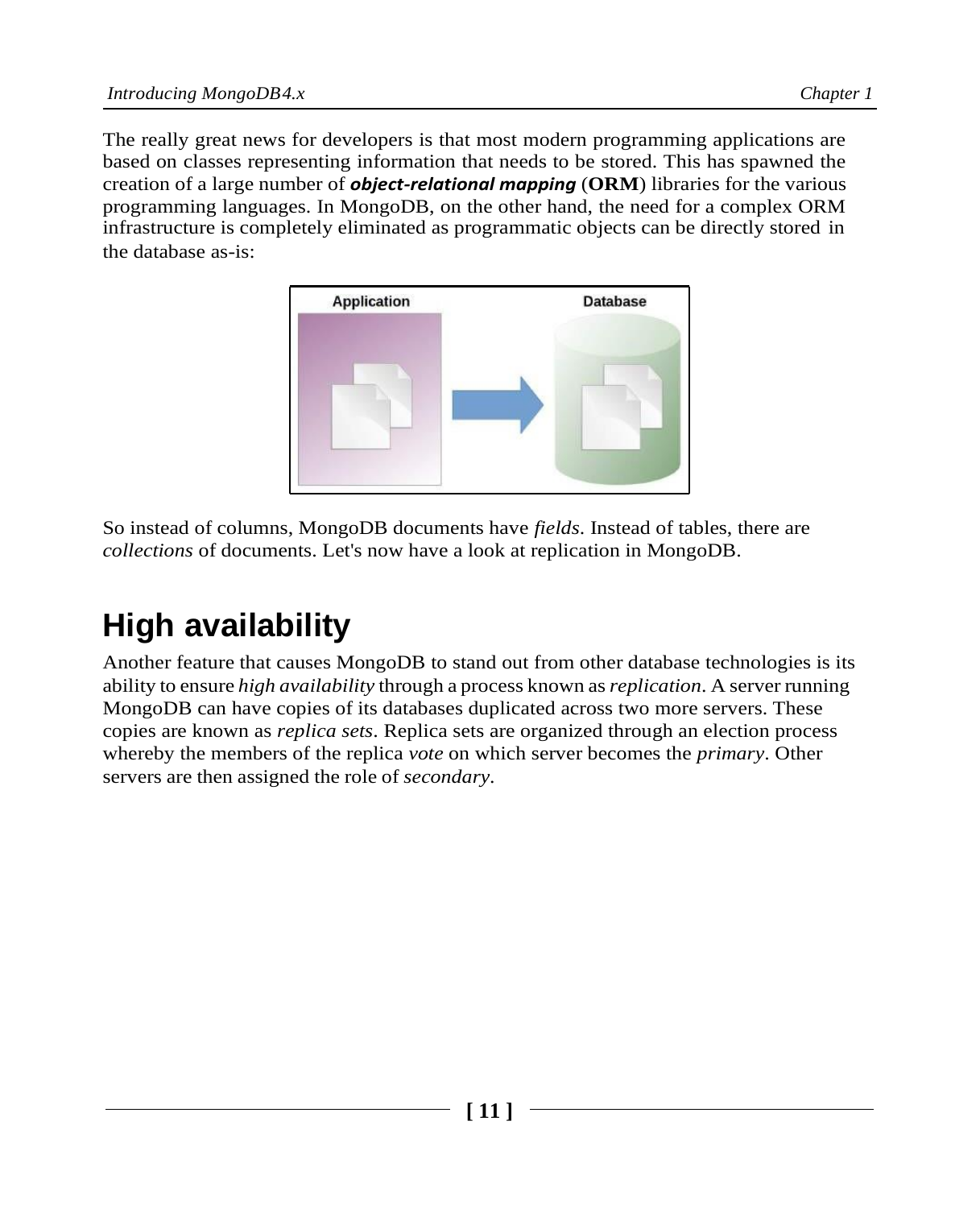The really great news for developers is that most modern programming applications are based on classes representing information that needs to be stored. This has spawned the creation of a large number of ***object-relational mapping*** (**ORM**) libraries for the various programming languages. In MongoDB, on the other hand, the need for a complex ORM infrastructure is completely eliminated as programmatic objects can be directly stored in the database as-is:

So instead of columns, MongoDB documents have *fields*. Instead of tables, there are *collections* of documents. Let's now have a look at replication in MongoDB.

# High availability

Another feature that causes MongoDB to stand out from other database technologies is its ability to ensure *high availability* through a process known as *replication*. A server running MongoDB can have copies of its databases duplicated across two more servers. These copies are known as *replica sets*. Replica sets are organized through an election process whereby the members of the replica *vote* on which server becomes the *primary*. Other servers are then assigned the role of *secondary*.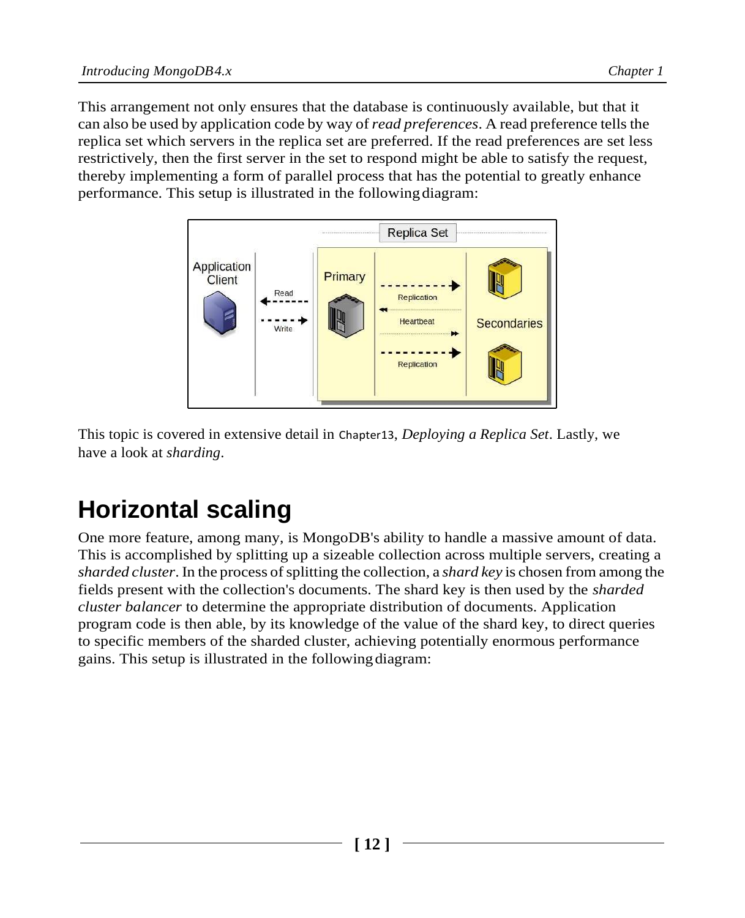This arrangement not only ensures that the database is continuously available, but that it can also be used by application code by way of *read preferences*. A read preference tells the replica set which servers in the replica set are preferred. If the read preferences are set less restrictively, then the first server in the set to respond might be able to satisfy the request, thereby implementing a form of parallel process that has the potential to greatly enhance performance. This setup is illustrated in the following diagram:

This topic is covered in extensive detail in `Chapter13`, *Deploying a Replica Set*. Lastly, we have a look at *sharding*.

## Horizontal scaling

One more feature, among many, is MongoDB's ability to handle a massive amount of data. This is accomplished by splitting up a sizeable collection across multiple servers, creating a *sharded cluster*. In the process of splitting the collection, a *shard key* is chosen from among the fields present with the collection's documents. The shard key is then used by the *sharded cluster balancer* to determine the appropriate distribution of documents. Application program code is then able, by its knowledge of the value of the shard key, to direct queries to specific members of the sharded cluster, achieving potentially enormous performance gains. This setup is illustrated in the following diagram: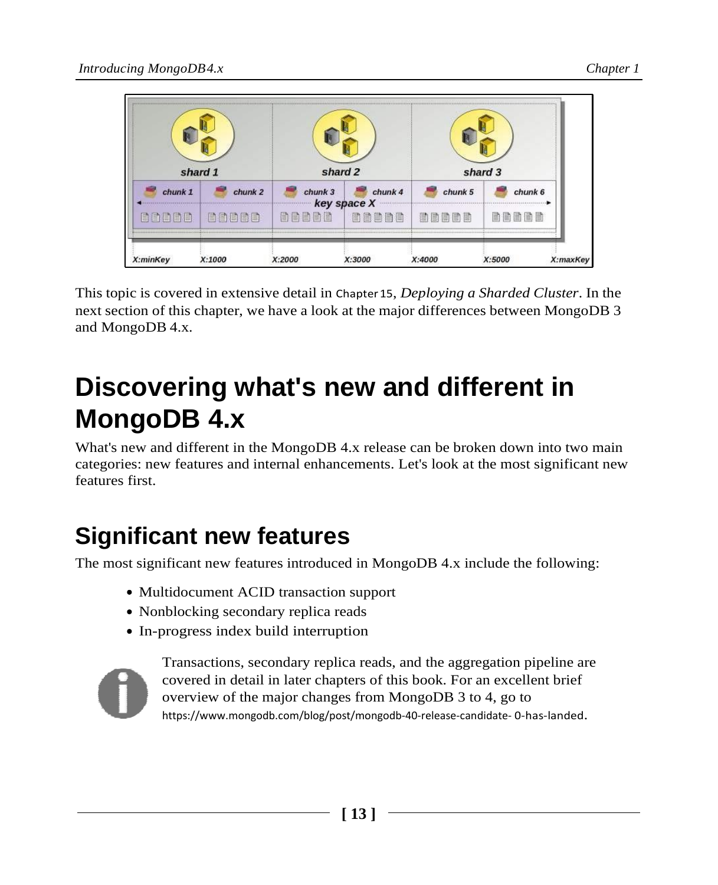This topic is covered in extensive detail in Chapter 15, *Deploying a Sharded Cluster*. In the next section of this chapter, we have a look at the major differences between MongoDB 3 and MongoDB 4.x.

# Discovering what's new and different in MongoDB 4.x

What's new and different in the MongoDB 4.x release can be broken down into two main categories: new features and internal enhancements. Let's look at the most significant new features first.

## Significant new features

The most significant new features introduced in MongoDB 4.x include the following:

- Multidocument ACID transaction support
- Nonblocking secondary replica reads
- In-progress index build interruption

Transactions, secondary replica reads, and the aggregation pipeline are covered in detail in later chapters of this book. For an excellent brief overview of the major changes from MongoDB 3 to 4, go to https://www.mongodb.com/blog/post/mongodb-40-release-candidate- 0-has-landed.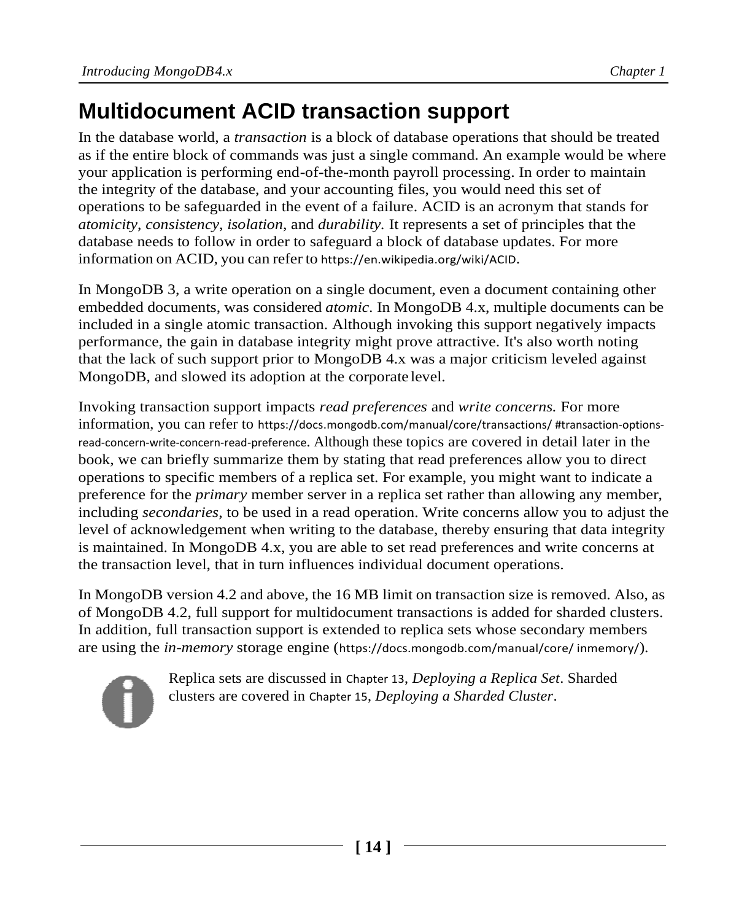## Multidocument ACID transaction support

In the database world, a *transaction* is a block of database operations that should be treated as if the entire block of commands was just a single command. An example would be where your application is performing end-of-the-month payroll processing. In order to maintain the integrity of the database, and your accounting files, you would need this set of operations to be safeguarded in the event of a failure. ACID is an acronym that stands for *atomicity*, *consistency*, *isolation*, and *durability.* It represents a set of principles that the database needs to follow in order to safeguard a block of database updates. For more information on ACID, you can refer to https://en.wikipedia.org/wiki/ACID.

In MongoDB 3, a write operation on a single document, even a document containing other embedded documents, was considered *atomic*. In MongoDB 4.x, multiple documents can be included in a single atomic transaction. Although invoking this support negatively impacts performance, the gain in database integrity might prove attractive. It's also worth noting that the lack of such support prior to MongoDB 4.x was a major criticism leveled against MongoDB, and slowed its adoption at the corporate level.

Invoking transaction support impacts *read preferences* and *write concerns.* For more information, you can refer to https://docs.mongodb.com/manual/core/transactions/ #transaction-options-read-concern-write-concern-read-preference. Although these topics are covered in detail later in the book, we can briefly summarize them by stating that read preferences allow you to direct operations to specific members of a replica set. For example, you might want to indicate a preference for the *primary* member server in a replica set rather than allowing any member, including *secondaries*, to be used in a read operation. Write concerns allow you to adjust the level of acknowledgement when writing to the database, thereby ensuring that data integrity is maintained. In MongoDB 4.x, you are able to set read preferences and write concerns at the transaction level, that in turn influences individual document operations.

In MongoDB version 4.2 and above, the 16 MB limit on transaction size is removed. Also, as of MongoDB 4.2, full support for multidocument transactions is added for sharded clusters. In addition, full transaction support is extended to replica sets whose secondary members are using the *in-memory* storage engine (https://docs.mongodb.com/manual/core/ inmemory/).

Replica sets are discussed in Chapter 13, *Deploying a Replica Set*. Sharded clusters are covered in Chapter 15, *Deploying a Sharded Cluster*.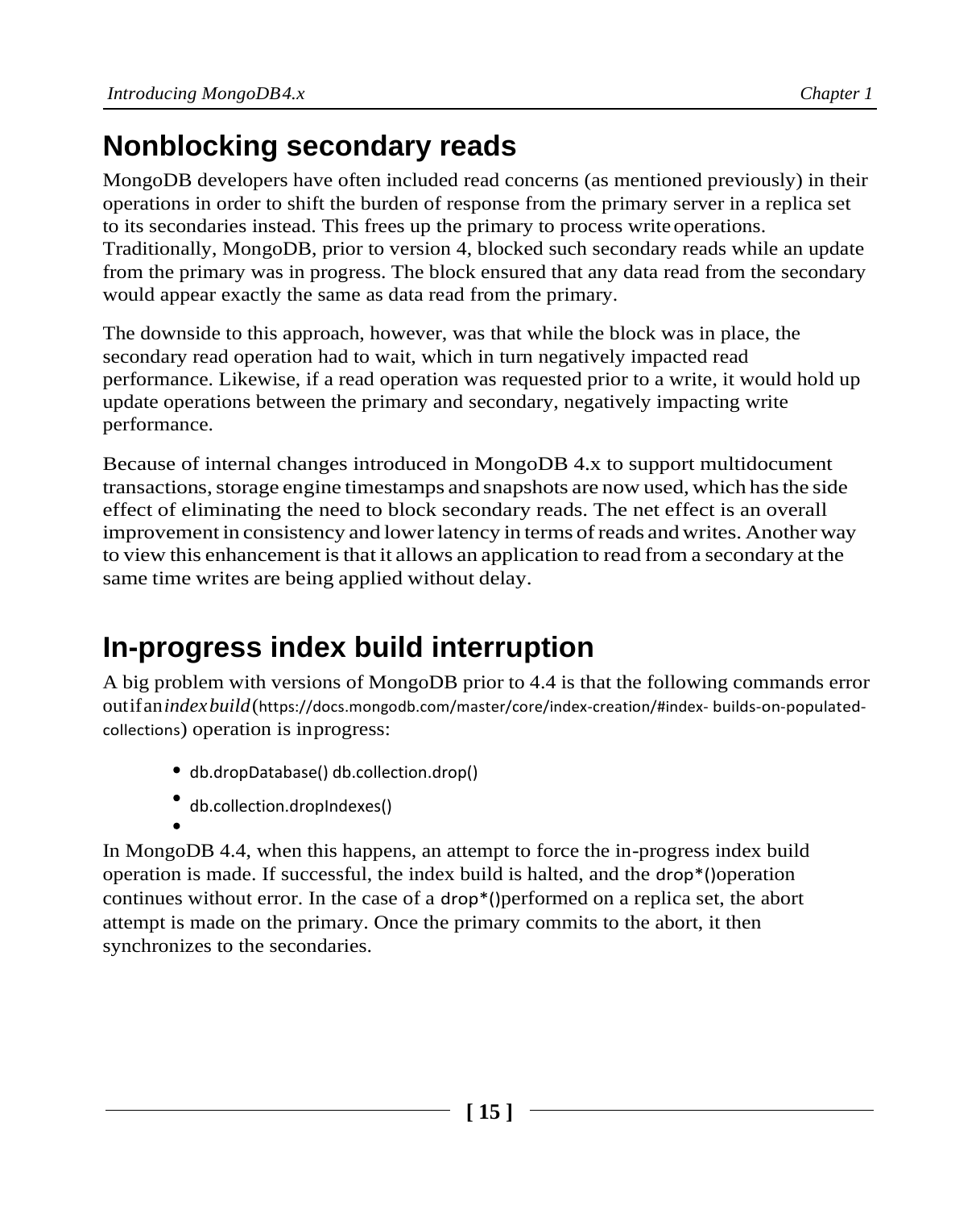## Nonblocking secondary reads

MongoDB developers have often included read concerns (as mentioned previously) in their operations in order to shift the burden of response from the primary server in a replica set to its secondaries instead. This frees up the primary to process write operations. Traditionally, MongoDB, prior to version 4, blocked such secondary reads while an update from the primary was in progress. The block ensured that any data read from the secondary would appear exactly the same as data read from the primary.

The downside to this approach, however, was that while the block was in place, the secondary read operation had to wait, which in turn negatively impacted read performance. Likewise, if a read operation was requested prior to a write, it would hold up update operations between the primary and secondary, negatively impacting write performance.

Because of internal changes introduced in MongoDB 4.x to support multidocument transactions, storage engine timestamps and snapshots are now used, which has the side effect of eliminating the need to block secondary reads. The net effect is an overall improvement in consistency and lower latency in terms of reads and writes. Another way to view this enhancement is that it allows an application to read from a secondary at the same time writes are being applied without delay.

## In-progress index build interruption

A big problem with versions of MongoDB prior to 4.4 is that the following commands error out if an *index build* (https://docs.mongodb.com/master/core/index-creation/#index- builds-on-populated-collections) operation is in progress:

- db.dropDatabase() db.collection.drop()
- db.collection.dropIndexes()
- 

In MongoDB 4.4, when this happens, an attempt to force the in-progress index build operation is made. If successful, the index build is halted, and the drop*() operation continues without error. In the case of a drop*() performed on a replica set, the abort attempt is made on the primary. Once the primary commits to the abort, it then synchronizes to the secondaries.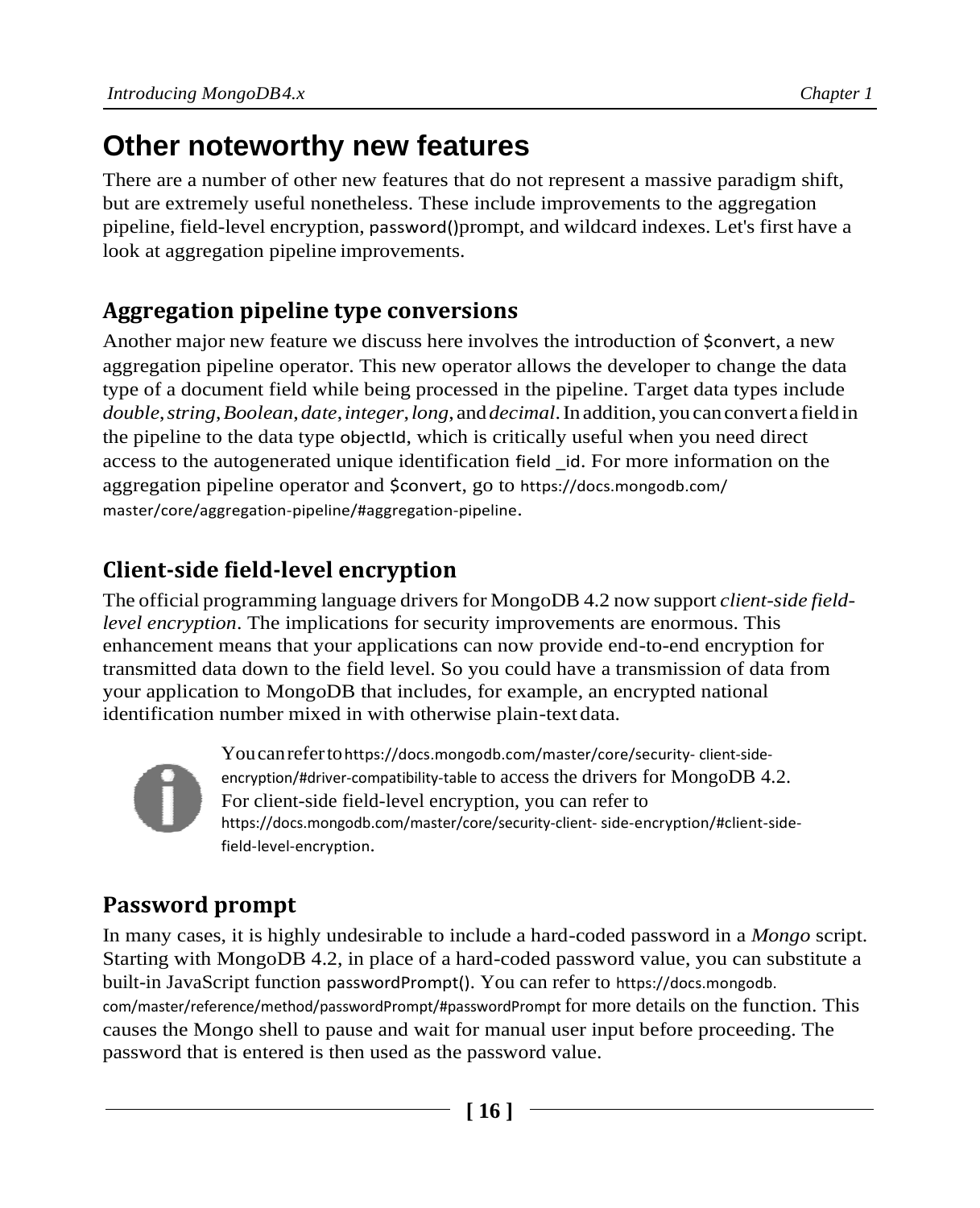# Other noteworthy new features

There are a number of other new features that do not represent a massive paradigm shift, but are extremely useful nonetheless. These include improvements to the aggregation pipeline, field-level encryption, password()prompt, and wildcard indexes. Let's first have a look at aggregation pipeline improvements.

## Aggregation pipeline type conversions

Another major new feature we discuss here involves the introduction of $convert, a new aggregation pipeline operator. This new operator allows the developer to change the data type of a document field while being processed in the pipeline. Target data types include *double, string, Boolean, date, integer, long,* and *decimal*. In addition, you can convert a field in the pipeline to the data type objectId, which is critically useful when you need direct access to the autogenerated unique identification field _id. For more information on the aggregation pipeline operator and $convert, go to https://docs.mongodb.com/master/core/aggregation-pipeline/#aggregation-pipeline.

## Client-side field-level encryption

The official programming language drivers for MongoDB 4.2 now support *client-side field-level encryption*. The implications for security improvements are enormous. This enhancement means that your applications can now provide end-to-end encryption for transmitted data down to the field level. So you could have a transmission of data from your application to MongoDB that includes, for example, an encrypted national identification number mixed in with otherwise plain-text data.

> You can refer to https://docs.mongodb.com/master/core/security- client-side-encryption/#driver-compatibility-table to access the drivers for MongoDB 4.2. For client-side field-level encryption, you can refer to https://docs.mongodb.com/master/core/security-client- side-encryption/#client-side-field-level-encryption.

## Password prompt

In many cases, it is highly undesirable to include a hard-coded password in a *Mongo* script. Starting with MongoDB 4.2, in place of a hard-coded password value, you can substitute a built-in JavaScript function passwordPrompt(). You can refer to https://docs.mongodb.com/master/reference/method/passwordPrompt/#passwordPrompt for more details on the function. This causes the Mongo shell to pause and wait for manual user input before proceeding. The password that is entered is then used as the password value.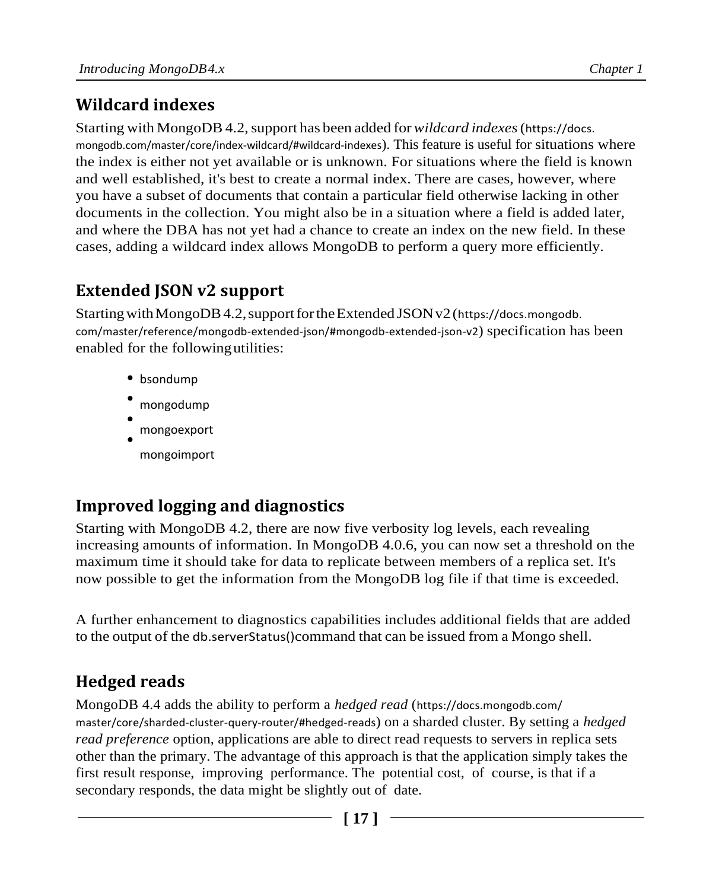## Wildcard indexes

Starting with MongoDB 4.2, support has been added for *wildcard indexes* (https://docs.mongodb.com/master/core/index-wildcard/#wildcard-indexes). This feature is useful for situations where the index is either not yet available or is unknown. For situations where the field is known and well established, it's best to create a normal index. There are cases, however, where you have a subset of documents that contain a particular field otherwise lacking in other documents in the collection. You might also be in a situation where a field is added later, and where the DBA has not yet had a chance to create an index on the new field. In these cases, adding a wildcard index allows MongoDB to perform a query more efficiently.

## Extended JSON v2 support

Starting with MongoDB 4.2, support for the Extended JSON v2 (https://docs.mongodb.com/master/reference/mongodb-extended-json/#mongodb-extended-json-v2) specification has been enabled for the following utilities:

- bsondump
- mongodump
- mongoexport
- mongoimport

## Improved logging and diagnostics

Starting with MongoDB 4.2, there are now five verbosity log levels, each revealing increasing amounts of information. In MongoDB 4.0.6, you can now set a threshold on the maximum time it should take for data to replicate between members of a replica set. It's now possible to get the information from the MongoDB log file if that time is exceeded.

A further enhancement to diagnostics capabilities includes additional fields that are added to the output of the `db.serverStatus()` command that can be issued from a Mongo shell.

## Hedged reads

MongoDB 4.4 adds the ability to perform a *hedged read* (https://docs.mongodb.com/master/core/sharded-cluster-query-router/#hedged-reads) on a sharded cluster. By setting a *hedged read preference* option, applications are able to direct read requests to servers in replica sets other than the primary. The advantage of this approach is that the application simply takes the first result response, improving performance. The potential cost, of course, is that if a secondary responds, the data might be slightly out of date.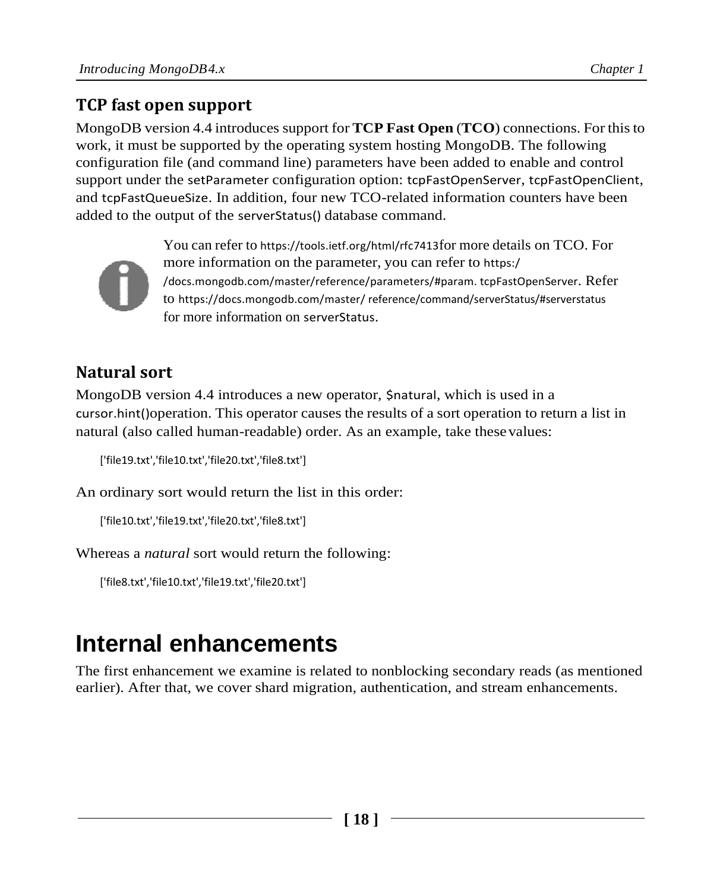## TCP fast open support

MongoDB version 4.4 introduces support for **TCP Fast Open** (**TCO**) connections. For this to work, it must be supported by the operating system hosting MongoDB. The following configuration file (and command line) parameters have been added to enable and control support under the `setParameter` configuration option: `tcpFastOpenServer`, `tcpFastOpenClient`, and `tcpFastQueueSize`. In addition, four new TCO-related information counters have been added to the output of the `serverStatus()` database command.

> You can refer to https://tools.ietf.org/html/rfc7413for more details on TCO. For more information on the parameter, you can refer to https://docs.mongodb.com/master/reference/parameters/#param. tcpFastOpenServer. Refer to https://docs.mongodb.com/master/ reference/command/serverStatus/#serverstatus for more information on `serverStatus`.

## Natural sort

MongoDB version 4.4 introduces a new operator, `$natural`, which is used in a `cursor.hint()`operation. This operator causes the results of a sort operation to return a list in natural (also called human-readable) order. As an example, take these values:

```
['file19.txt','file10.txt','file20.txt','file8.txt']
```

An ordinary sort would return the list in this order:

```
['file10.txt','file19.txt','file20.txt','file8.txt']
```

Whereas a *natural* sort would return the following:

```
['file8.txt','file10.txt','file19.txt','file20.txt']
```

# Internal enhancements

The first enhancement we examine is related to nonblocking secondary reads (as mentioned earlier). After that, we cover shard migration, authentication, and stream enhancements.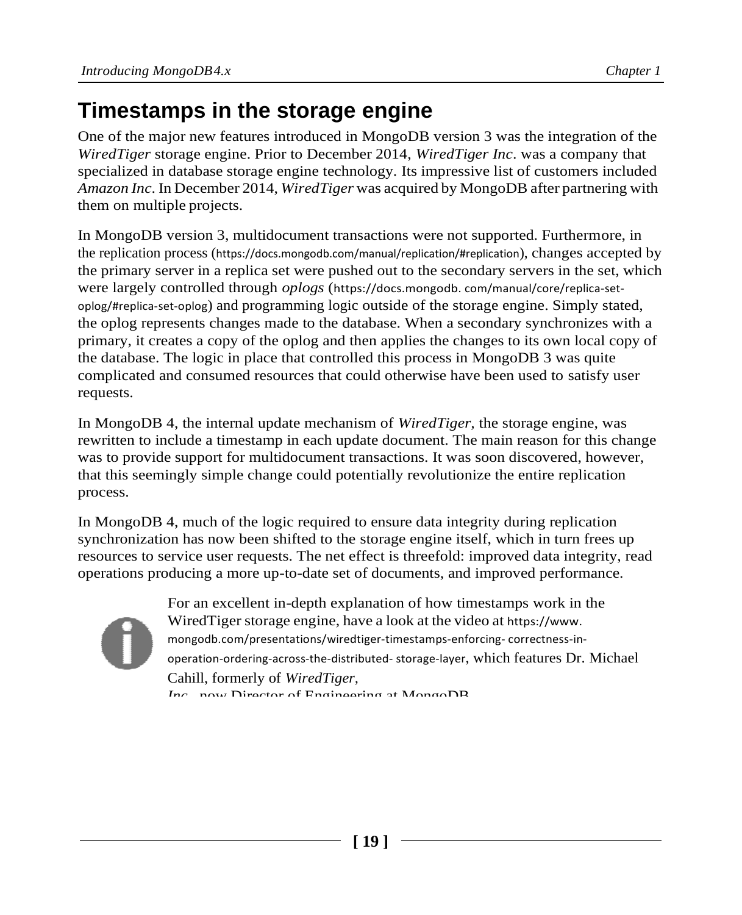# Timestamps in the storage engine

One of the major new features introduced in MongoDB version 3 was the integration of the *WiredTiger* storage engine. Prior to December 2014, *WiredTiger Inc*. was a company that specialized in database storage engine technology. Its impressive list of customers included *Amazon Inc*. In December 2014, *WiredTiger* was acquired by MongoDB after partnering with them on multiple projects.

In MongoDB version 3, multidocument transactions were not supported. Furthermore, in the replication process (https://docs.mongodb.com/manual/replication/#replication), changes accepted by the primary server in a replica set were pushed out to the secondary servers in the set, which were largely controlled through *oplogs* (https://docs.mongodb. com/manual/core/replica-set-oplog/#replica-set-oplog) and programming logic outside of the storage engine. Simply stated, the oplog represents changes made to the database. When a secondary synchronizes with a primary, it creates a copy of the oplog and then applies the changes to its own local copy of the database. The logic in place that controlled this process in MongoDB 3 was quite complicated and consumed resources that could otherwise have been used to satisfy user requests.

In MongoDB 4, the internal update mechanism of *WiredTiger*, the storage engine, was rewritten to include a timestamp in each update document. The main reason for this change was to provide support for multidocument transactions. It was soon discovered, however, that this seemingly simple change could potentially revolutionize the entire replication process.

In MongoDB 4, much of the logic required to ensure data integrity during replication synchronization has now been shifted to the storage engine itself, which in turn frees up resources to service user requests. The net effect is threefold: improved data integrity, read operations producing a more up-to-date set of documents, and improved performance.

For an excellent in-depth explanation of how timestamps work in the WiredTiger storage engine, have a look at the video at https://www. mongodb.com/presentations/wiredtiger-timestamps-enforcing- correctness-in-operation-ordering-across-the-distributed- storage-layer, which features Dr. Michael Cahill, formerly of *WiredTiger*, *Inc*., now Director of Engineering at MongoDB.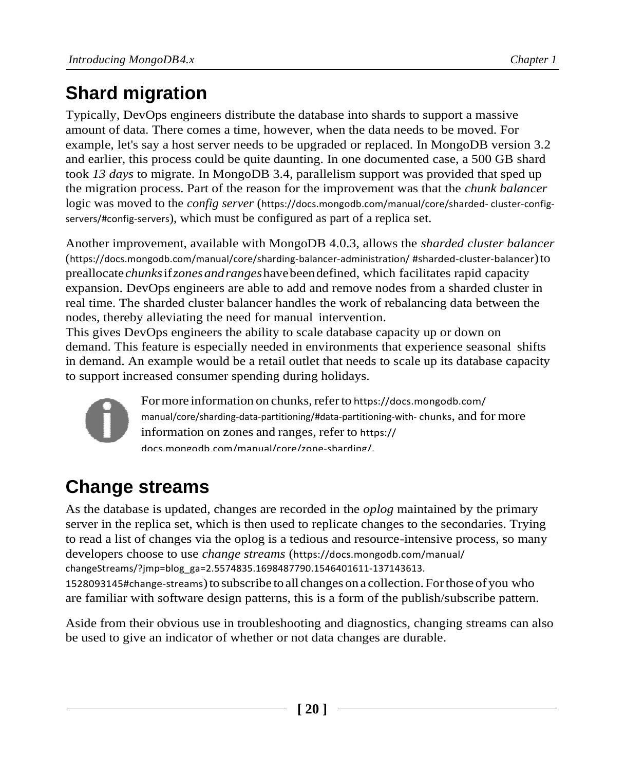## Shard migration

Typically, DevOps engineers distribute the database into shards to support a massive amount of data. There comes a time, however, when the data needs to be moved. For example, let's say a host server needs to be upgraded or replaced. In MongoDB version 3.2 and earlier, this process could be quite daunting. In one documented case, a 500 GB shard took *13 days* to migrate. In MongoDB 3.4, parallelism support was provided that sped up the migration process. Part of the reason for the improvement was that the *chunk balancer* logic was moved to the *config server* (https://docs.mongodb.com/manual/core/sharded- cluster-config-servers/#config-servers), which must be configured as part of a replica set.

Another improvement, available with MongoDB 4.0.3, allows the *sharded cluster balancer* (https://docs.mongodb.com/manual/core/sharding-balancer-administration/ #sharded-cluster-balancer) to preallocate *chunks* if *zones and ranges* have been defined, which facilitates rapid capacity expansion. DevOps engineers are able to add and remove nodes from a sharded cluster in real time. The sharded cluster balancer handles the work of rebalancing data between the nodes, thereby alleviating the need for manual intervention.
This gives DevOps engineers the ability to scale database capacity up or down on demand. This feature is especially needed in environments that experience seasonal shifts in demand. An example would be a retail outlet that needs to scale up its database capacity to support increased consumer spending during holidays.

For more information on chunks, refer to https://docs.mongodb.com/manual/core/sharding-data-partitioning/#data-partitioning-with- chunks, and for more information on zones and ranges, refer to https://docs.mongodb.com/manual/core/zone-sharding/.

## Change streams

As the database is updated, changes are recorded in the *oplog* maintained by the primary server in the replica set, which is then used to replicate changes to the secondaries. Trying to read a list of changes via the oplog is a tedious and resource-intensive process, so many developers choose to use *change streams* (https://docs.mongodb.com/manual/changeStreams/?jmp=blog_ga=2.5574835.1698487790.1546401611-137143613.1528093145#change-streams) to subscribe to all changes on a collection. For those of you who are familiar with software design patterns, this is a form of the publish/subscribe pattern.

Aside from their obvious use in troubleshooting and diagnostics, changing streams can also be used to give an indicator of whether or not data changes are durable.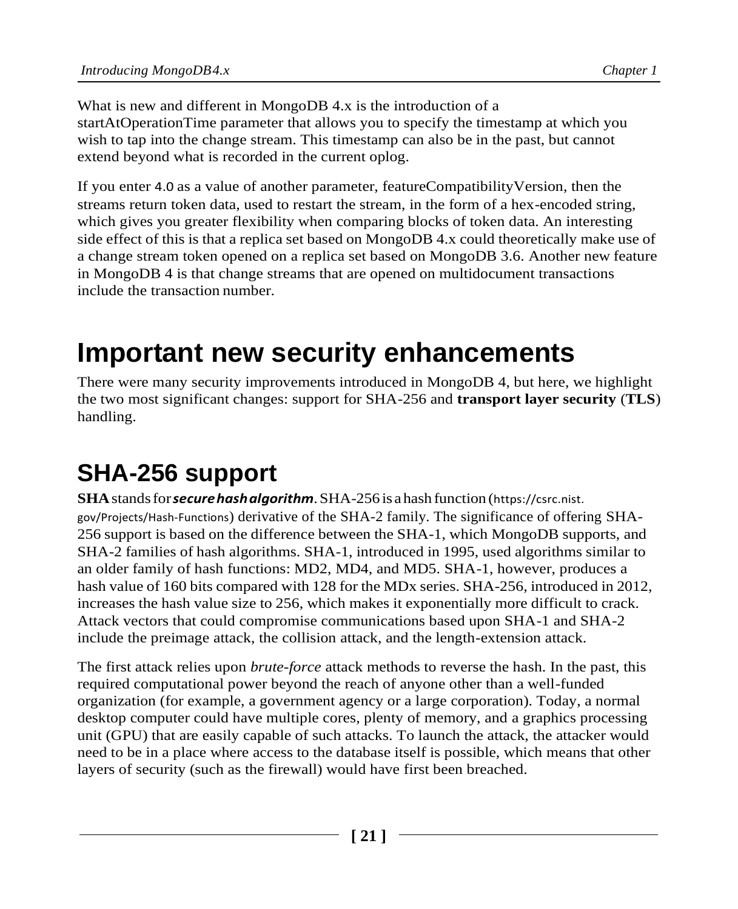What is new and different in MongoDB 4.x is the introduction of a startAtOperationTime parameter that allows you to specify the timestamp at which you wish to tap into the change stream. This timestamp can also be in the past, but cannot extend beyond what is recorded in the current oplog.

If you enter 4.0 as a value of another parameter, featureCompatibilityVersion, then the streams return token data, used to restart the stream, in the form of a hex-encoded string, which gives you greater flexibility when comparing blocks of token data. An interesting side effect of this is that a replica set based on MongoDB 4.x could theoretically make use of a change stream token opened on a replica set based on MongoDB 3.6. Another new feature in MongoDB 4 is that change streams that are opened on multidocument transactions include the transaction number.

# Important new security enhancements

There were many security improvements introduced in MongoDB 4, but here, we highlight the two most significant changes: support for SHA-256 and **transport layer security** (**TLS**) handling.

## SHA-256 support

**SHA** stands for ***secure hash algorithm***. SHA-256 is a hash function (https://csrc.nist.gov/Projects/Hash-Functions) derivative of the SHA-2 family. The significance of offering SHA-256 support is based on the difference between the SHA-1, which MongoDB supports, and SHA-2 families of hash algorithms. SHA-1, introduced in 1995, used algorithms similar to an older family of hash functions: MD2, MD4, and MD5. SHA-1, however, produces a hash value of 160 bits compared with 128 for the MDx series. SHA-256, introduced in 2012, increases the hash value size to 256, which makes it exponentially more difficult to crack. Attack vectors that could compromise communications based upon SHA-1 and SHA-2 include the preimage attack, the collision attack, and the length-extension attack.

The first attack relies upon *brute-force* attack methods to reverse the hash. In the past, this required computational power beyond the reach of anyone other than a well-funded organization (for example, a government agency or a large corporation). Today, a normal desktop computer could have multiple cores, plenty of memory, and a graphics processing unit (GPU) that are easily capable of such attacks. To launch the attack, the attacker would need to be in a place where access to the database itself is possible, which means that other layers of security (such as the firewall) would have first been breached.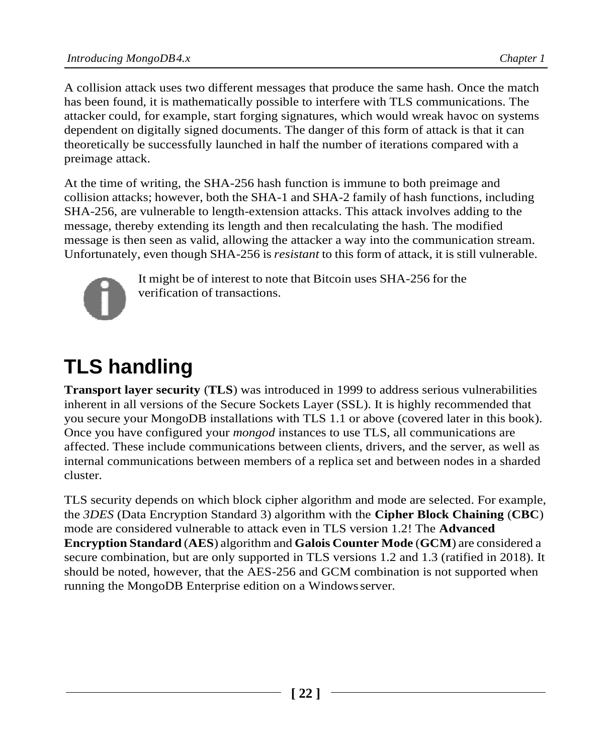A collision attack uses two different messages that produce the same hash. Once the match has been found, it is mathematically possible to interfere with TLS communications. The attacker could, for example, start forging signatures, which would wreak havoc on systems dependent on digitally signed documents. The danger of this form of attack is that it can theoretically be successfully launched in half the number of iterations compared with a preimage attack.

At the time of writing, the SHA-256 hash function is immune to both preimage and collision attacks; however, both the SHA-1 and SHA-2 family of hash functions, including SHA-256, are vulnerable to length-extension attacks. This attack involves adding to the message, thereby extending its length and then recalculating the hash. The modified message is then seen as valid, allowing the attacker a way into the communication stream. Unfortunately, even though SHA-256 is *resistant* to this form of attack, it is still vulnerable.

It might be of interest to note that Bitcoin uses SHA-256 for the verification of transactions.

# TLS handling

**Transport layer security** (**TLS**) was introduced in 1999 to address serious vulnerabilities inherent in all versions of the Secure Sockets Layer (SSL). It is highly recommended that you secure your MongoDB installations with TLS 1.1 or above (covered later in this book). Once you have configured your *mongod* instances to use TLS, all communications are affected. These include communications between clients, drivers, and the server, as well as internal communications between members of a replica set and between nodes in a sharded cluster.

TLS security depends on which block cipher algorithm and mode are selected. For example, the *3DES* (Data Encryption Standard 3) algorithm with the **Cipher Block Chaining** (**CBC**) mode are considered vulnerable to attack even in TLS version 1.2! The **Advanced Encryption Standard** (**AES**) algorithm and **Galois Counter Mode** (**GCM**) are considered a secure combination, but are only supported in TLS versions 1.2 and 1.3 (ratified in 2018). It should be noted, however, that the AES-256 and GCM combination is not supported when running the MongoDB Enterprise edition on a Windows server.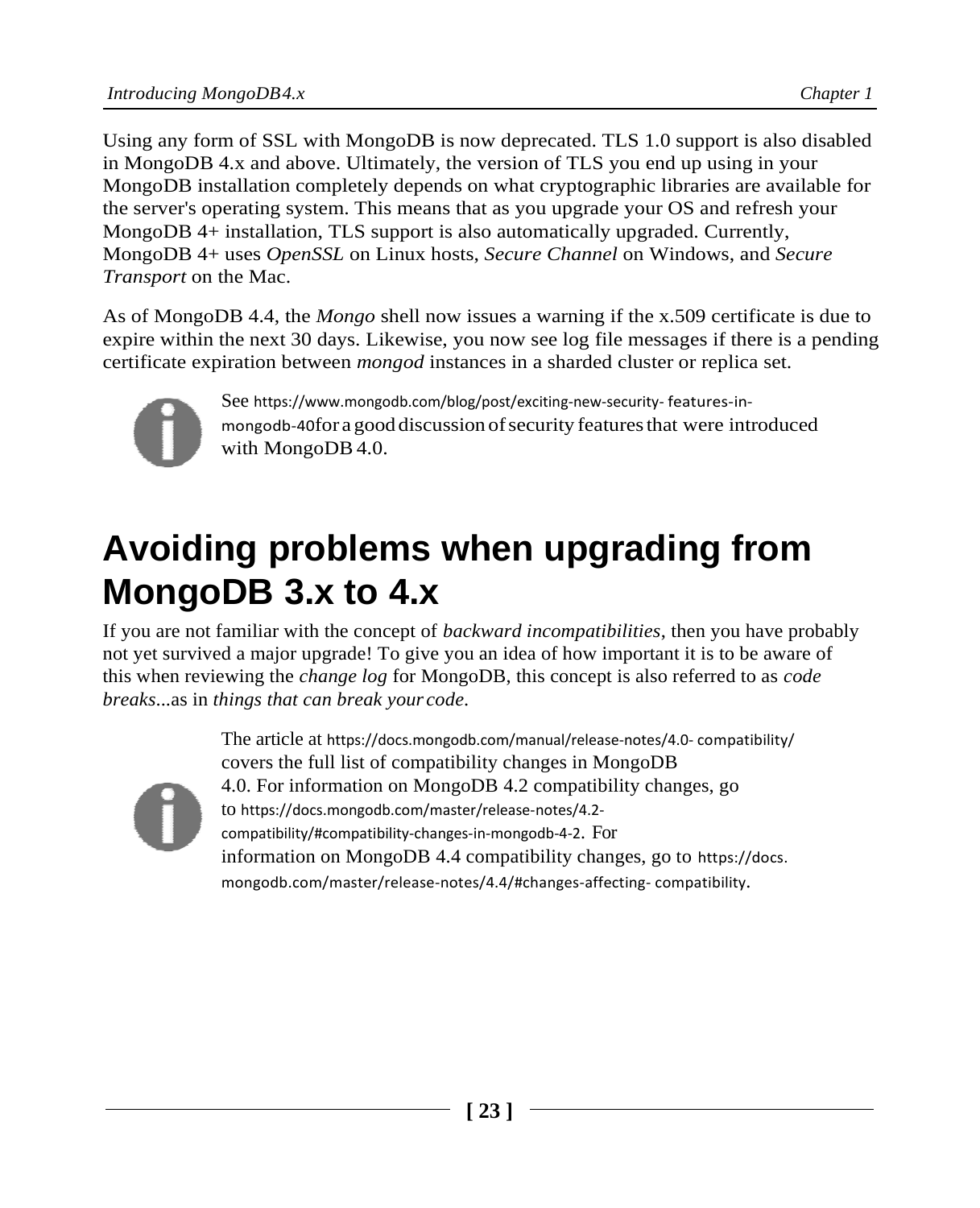Using any form of SSL with MongoDB is now deprecated. TLS 1.0 support is also disabled in MongoDB 4.x and above. Ultimately, the version of TLS you end up using in your MongoDB installation completely depends on what cryptographic libraries are available for the server's operating system. This means that as you upgrade your OS and refresh your MongoDB 4+ installation, TLS support is also automatically upgraded. Currently, MongoDB 4+ uses *OpenSSL* on Linux hosts, *Secure Channel* on Windows, and *Secure Transport* on the Mac.

As of MongoDB 4.4, the *Mongo* shell now issues a warning if the x.509 certificate is due to expire within the next 30 days. Likewise, you now see log file messages if there is a pending certificate expiration between *mongod* instances in a sharded cluster or replica set.

> See https://www.mongodb.com/blog/post/exciting-new-security-features-in-mongodb-40 for a good discussion of security features that were introduced with MongoDB 4.0.

# Avoiding problems when upgrading from MongoDB 3.x to 4.x

If you are not familiar with the concept of *backward incompatibilities*, then you have probably not yet survived a major upgrade! To give you an idea of how important it is to be aware of this when reviewing the *change log* for MongoDB, this concept is also referred to as *code breaks*...as in *things that can break your code*.

> The article at https://docs.mongodb.com/manual/release-notes/4.0-compatibility/ covers the full list of compatibility changes in MongoDB 4.0. For information on MongoDB 4.2 compatibility changes, go to https://docs.mongodb.com/master/release-notes/4.2-compatibility/#compatibility-changes-in-mongodb-4-2. For information on MongoDB 4.4 compatibility changes, go to https://docs.mongodb.com/master/release-notes/4.4/#changes-affecting-compatibility.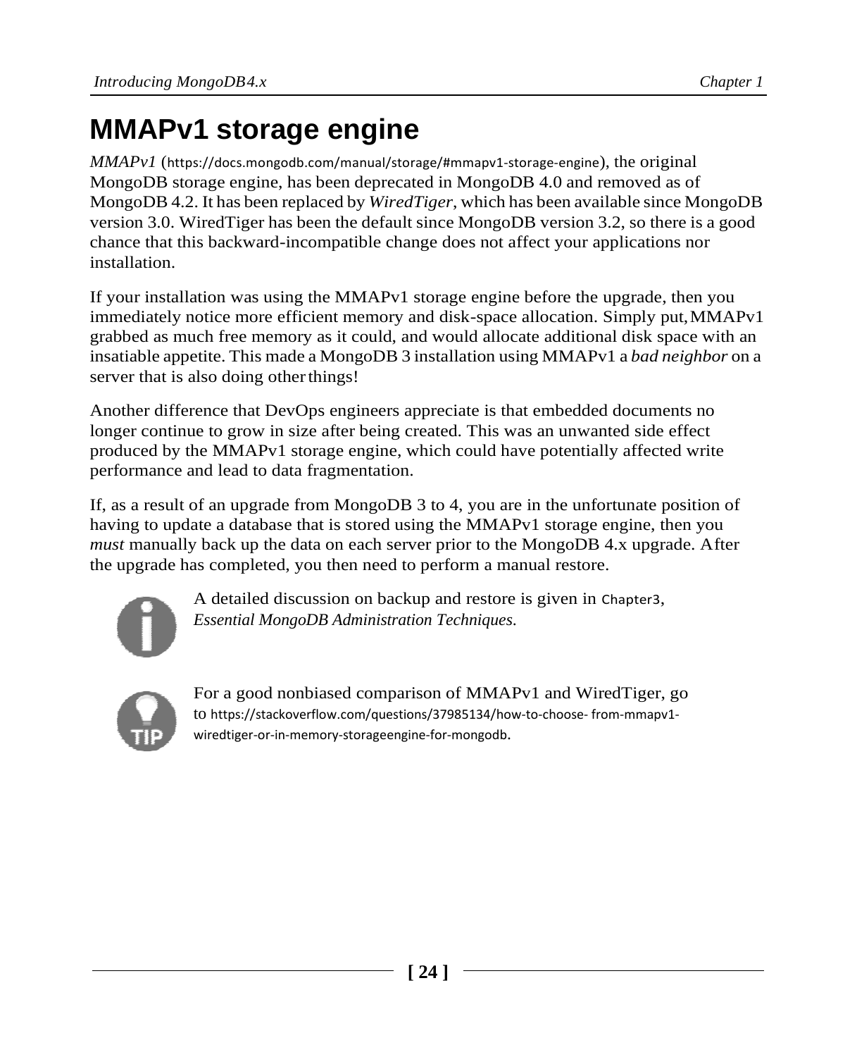# MMAPv1 storage engine

*MMAPv1* (https://docs.mongodb.com/manual/storage/#mmapv1-storage-engine), the original MongoDB storage engine, has been deprecated in MongoDB 4.0 and removed as of MongoDB 4.2. It has been replaced by *WiredTiger*, which has been available since MongoDB version 3.0. WiredTiger has been the default since MongoDB version 3.2, so there is a good chance that this backward-incompatible change does not affect your applications nor installation.

If your installation was using the MMAPv1 storage engine before the upgrade, then you immediately notice more efficient memory and disk-space allocation. Simply put, MMAPv1 grabbed as much free memory as it could, and would allocate additional disk space with an insatiable appetite. This made a MongoDB 3 installation using MMAPv1 a *bad neighbor* on a server that is also doing other things!

Another difference that DevOps engineers appreciate is that embedded documents no longer continue to grow in size after being created. This was an unwanted side effect produced by the MMAPv1 storage engine, which could have potentially affected write performance and lead to data fragmentation.

If, as a result of an upgrade from MongoDB 3 to 4, you are in the unfortunate position of having to update a database that is stored using the MMAPv1 storage engine, then you *must* manually back up the data on each server prior to the MongoDB 4.x upgrade. After the upgrade has completed, you then need to perform a manual restore.

A detailed discussion on backup and restore is given in Chapter3, *Essential MongoDB Administration Techniques*.

For a good nonbiased comparison of MMAPv1 and WiredTiger, go to https://stackoverflow.com/questions/37985134/how-to-choose- from-mmapv1-wiredtiger-or-in-memory-storageengine-for-mongodb.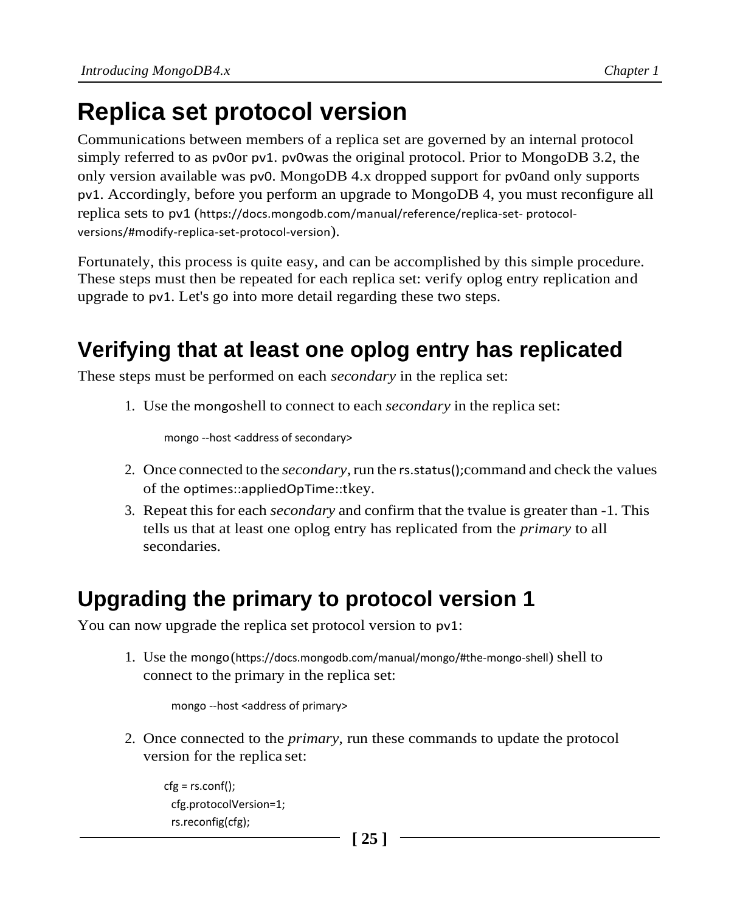# Replica set protocol version

Communications between members of a replica set are governed by an internal protocol simply referred to as pv0or pv1. pv0was the original protocol. Prior to MongoDB 3.2, the only version available was pv0. MongoDB 4.x dropped support for pv0and only supports pv1. Accordingly, before you perform an upgrade to MongoDB 4, you must reconfigure all replica sets to pv1 (https://docs.mongodb.com/manual/reference/replica-set- protocol-versions/#modify-replica-set-protocol-version).

Fortunately, this process is quite easy, and can be accomplished by this simple procedure. These steps must then be repeated for each replica set: verify oplog entry replication and upgrade to pv1. Let's go into more detail regarding these two steps.

## Verifying that at least one oplog entry has replicated

These steps must be performed on each *secondary* in the replica set:

1. Use the mongoshell to connect to each *secondary* in the replica set:

   ```
   mongo --host <address of secondary>
   ```

2. Once connected to the *secondary*, run the rs.status();command and check the values of the optimes::appliedOpTime::tkey.
3. Repeat this for each *secondary* and confirm that the tvalue is greater than -1. This tells us that at least one oplog entry has replicated from the *primary* to all secondaries.

## Upgrading the primary to protocol version 1

You can now upgrade the replica set protocol version to pv1:

1. Use the mongo(https://docs.mongodb.com/manual/mongo/#the-mongo-shell) shell to connect to the primary in the replica set:

   ```
   mongo --host <address of primary>
   ```

2. Once connected to the *primary*, run these commands to update the protocol version for the replica set:

   ```
   cfg = rs.conf();
    cfg.protocolVersion=1;
    rs.reconfig(cfg);
   ```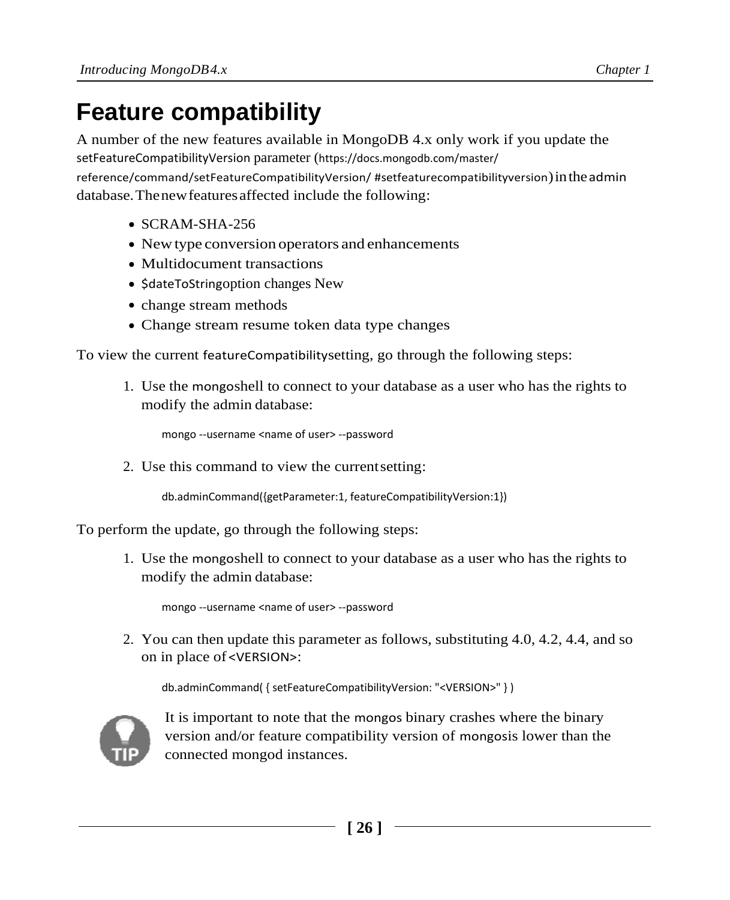# Feature compatibility

A number of the new features available in MongoDB 4.x only work if you update the setFeatureCompatibilityVersion parameter (https://docs.mongodb.com/master/reference/command/setFeatureCompatibilityVersion/ #setfeaturecompatibilityversion) in the admin database. The new features affected include the following:

- SCRAM-SHA-256
- New type conversion operators and enhancements
- Multidocument transactions
- $dateToStringoption changes New
- change stream methods
- Change stream resume token data type changes

To view the current featureCompatibilitysetting, go through the following steps:

1. Use the mongoshell to connect to your database as a user who has the rights to modify the admin database:

```
mongo --username <name of user> --password
```

2. Use this command to view the current setting:

```
db.adminCommand({getParameter:1, featureCompatibilityVersion:1})
```

To perform the update, go through the following steps:

1. Use the mongoshell to connect to your database as a user who has the rights to modify the admin database:

```
mongo --username <name of user> --password
```

2. You can then update this parameter as follows, substituting 4.0, 4.2, 4.4, and so on in place of <VERSION>:

```
db.adminCommand( { setFeatureCompatibilityVersion: "<VERSION>" } )
```

It is important to note that the mongos binary crashes where the binary version and/or feature compatibility version of mongosis lower than the connected mongod instances.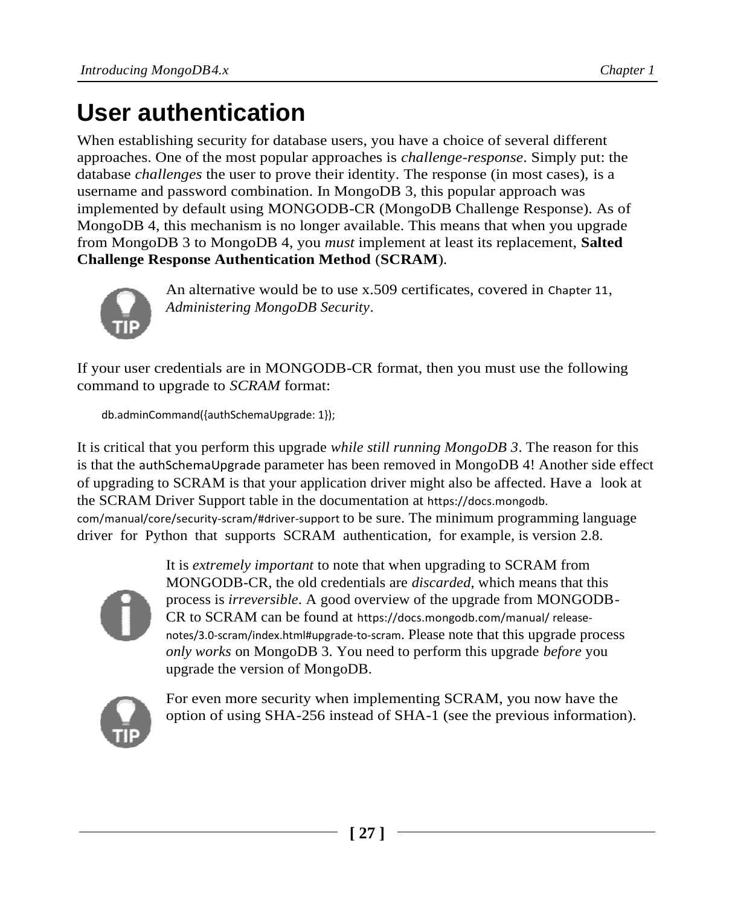# User authentication

When establishing security for database users, you have a choice of several different approaches. One of the most popular approaches is *challenge-response*. Simply put: the database *challenges* the user to prove their identity. The response (in most cases), is a username and password combination. In MongoDB 3, this popular approach was implemented by default using MONGODB-CR (MongoDB Challenge Response). As of MongoDB 4, this mechanism is no longer available. This means that when you upgrade from MongoDB 3 to MongoDB 4, you *must* implement at least its replacement, **Salted Challenge Response Authentication Method** (**SCRAM**).

> TIP: An alternative would be to use x.509 certificates, covered in Chapter 11, *Administering MongoDB Security*.

If your user credentials are in MONGODB-CR format, then you must use the following command to upgrade to *SCRAM* format:

```
db.adminCommand({authSchemaUpgrade: 1});
```

It is critical that you perform this upgrade *while still running MongoDB 3*. The reason for this is that the `authSchemaUpgrade` parameter has been removed in MongoDB 4! Another side effect of upgrading to SCRAM is that your application driver might also be affected. Have a look at the SCRAM Driver Support table in the documentation at https://docs.mongodb.com/manual/core/security-scram/#driver-support to be sure. The minimum programming language driver for Python that supports SCRAM authentication, for example, is version 2.8.

> It is *extremely important* to note that when upgrading to SCRAM from MONGODB-CR, the old credentials are *discarded*, which means that this process is *irreversible*. A good overview of the upgrade from MONGODB-CR to SCRAM can be found at https://docs.mongodb.com/manual/release-notes/3.0-scram/index.html#upgrade-to-scram. Please note that this upgrade process *only works* on MongoDB 3. You need to perform this upgrade *before* you upgrade the version of MongoDB.

> TIP: For even more security when implementing SCRAM, you now have the option of using SHA-256 instead of SHA-1 (see the previous information).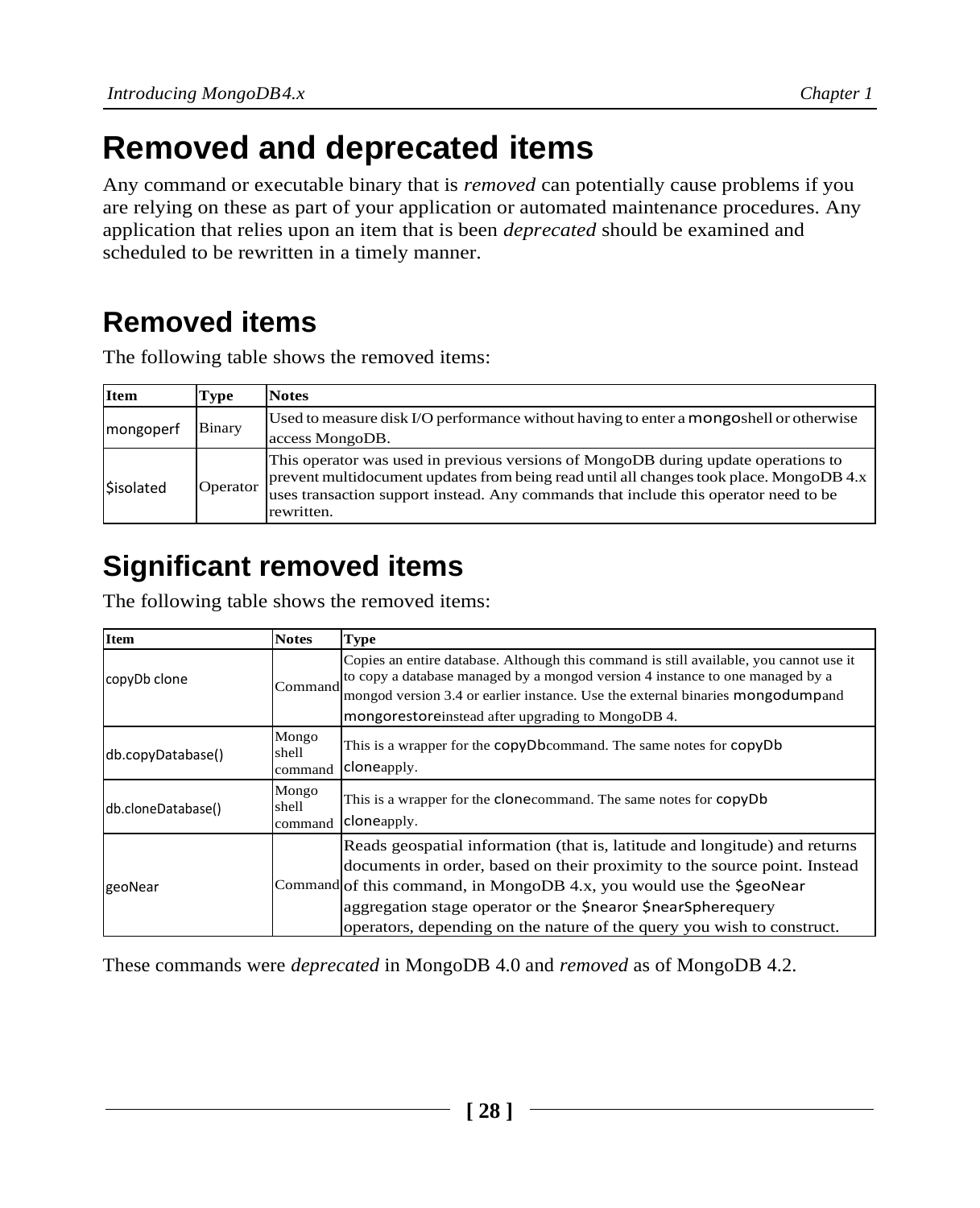# Removed and deprecated items

Any command or executable binary that is *removed* can potentially cause problems if you are relying on these as part of your application or automated maintenance procedures. Any application that relies upon an item that is been *deprecated* should be examined and scheduled to be rewritten in a timely manner.

## Removed items

The following table shows the removed items:

| Item | Type | Notes |
|---|---|---|
| mongoperf | Binary | Used to measure disk I/O performance without having to enter a mongoshell or otherwise access MongoDB. |
| $isolated | Operator | This operator was used in previous versions of MongoDB during update operations to prevent multidocument updates from being read until all changes took place. MongoDB 4.x uses transaction support instead. Any commands that include this operator need to be rewritten. |

## Significant removed items

The following table shows the removed items:

| Item | Notes | Type |
|---|---|---|
| copyDb clone | Command | Copies an entire database. Although this command is still available, you cannot use it to copy a database managed by a mongod version 4 instance to one managed by a mongod version 3.4 or earlier instance. Use the external binaries mongodumpand mongorestoreinstead after upgrading to MongoDB 4. |
| db.copyDatabase() | Mongo shell command | This is a wrapper for the copyDbcommand. The same notes for copyDb cloneapply. |
| db.cloneDatabase() | Mongo shell command | This is a wrapper for the clonecommand. The same notes for copyDb cloneapply. |
| geoNear | Command | Reads geospatial information (that is, latitude and longitude) and returns documents in order, based on their proximity to the source point. Instead of this command, in MongoDB 4.x, you would use the $geoNear aggregation stage operator or the $nearor $nearSpherequery operators, depending on the nature of the query you wish to construct. |

These commands were *deprecated* in MongoDB 4.0 and *removed* as of MongoDB 4.2.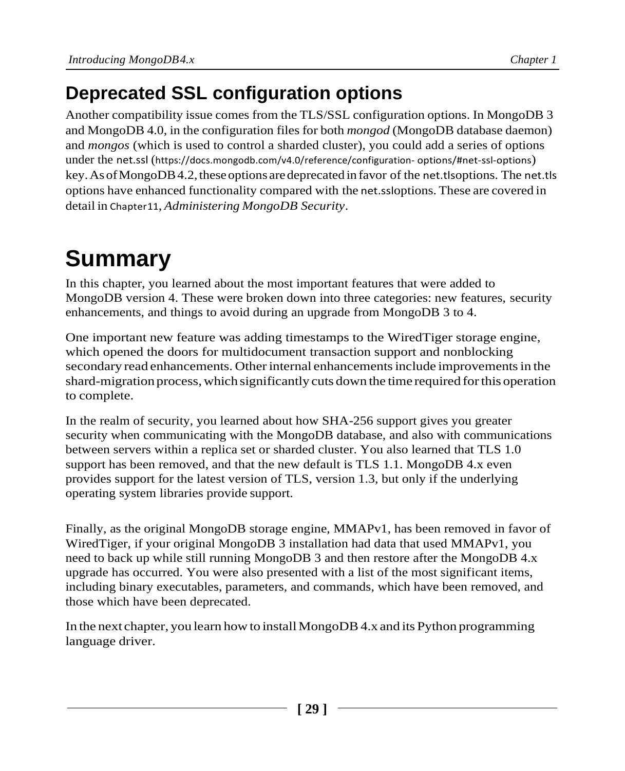## Deprecated SSL configuration options

Another compatibility issue comes from the TLS/SSL configuration options. In MongoDB 3 and MongoDB 4.0, in the configuration files for both *mongod* (MongoDB database daemon) and *mongos* (which is used to control a sharded cluster), you could add a series of options under the net.ssl (https://docs.mongodb.com/v4.0/reference/configuration- options/#net-ssl-options) key. As of MongoDB 4.2, these options are deprecated in favor of the net.tlsoptions. The net.tls options have enhanced functionality compared with the net.ssloptions. These are covered in detail in Chapter11, *Administering MongoDB Security*.

# Summary

In this chapter, you learned about the most important features that were added to MongoDB version 4. These were broken down into three categories: new features, security enhancements, and things to avoid during an upgrade from MongoDB 3 to 4.

One important new feature was adding timestamps to the WiredTiger storage engine, which opened the doors for multidocument transaction support and nonblocking secondary read enhancements. Other internal enhancements include improvements in the shard-migration process, which significantly cuts down the time required for this operation to complete.

In the realm of security, you learned about how SHA-256 support gives you greater security when communicating with the MongoDB database, and also with communications between servers within a replica set or sharded cluster. You also learned that TLS 1.0 support has been removed, and that the new default is TLS 1.1. MongoDB 4.x even provides support for the latest version of TLS, version 1.3, but only if the underlying operating system libraries provide support.

Finally, as the original MongoDB storage engine, MMAPv1, has been removed in favor of WiredTiger, if your original MongoDB 3 installation had data that used MMAPv1, you need to back up while still running MongoDB 3 and then restore after the MongoDB 4.x upgrade has occurred. You were also presented with a list of the most significant items, including binary executables, parameters, and commands, which have been removed, and those which have been deprecated.

In the next chapter, you learn how to install MongoDB 4.x and its Python programming language driver.